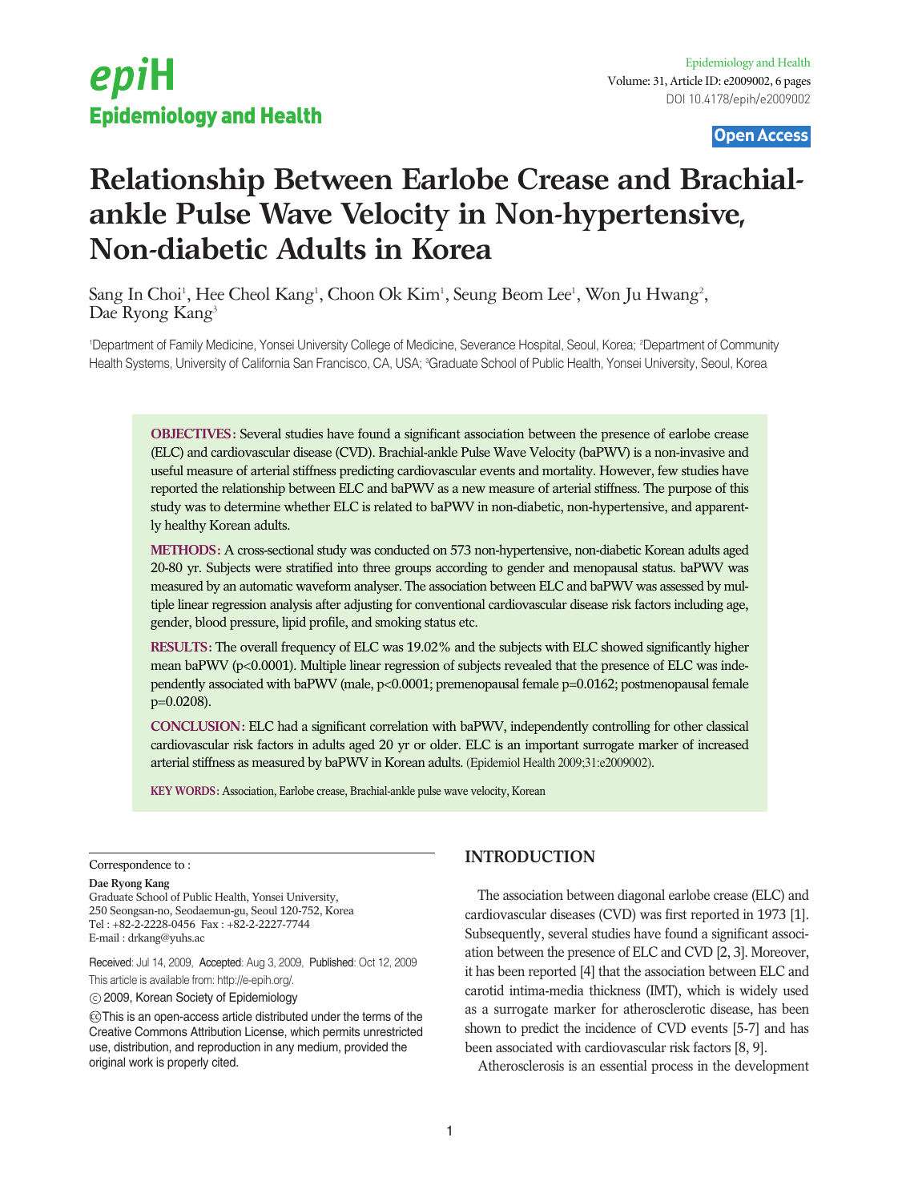# Relationship Between Earlobe Crease and Brachial-ankle Pulse Wave Velocity in Non-hypertensive, Non-diabetic Adults in Korea

Sang In Choi[1], Hee Cheol Kang[1], Choon Ok Kim[1], Seung Beom Lee[1], Won Ju Hwang[2], Dae Ryong Kang[3]

[1]Department of Family Medicine, Yonsei University College of Medicine, Severance Hospital, Seoul, Korea; [2]Department of Community Health Systems, University of California San Francisco, CA, USA; [3]Graduate School of Public Health, Yonsei University, Seoul, Korea

**OBJECTIVES:** Several studies have found a significant association between the presence of earlobe crease (ELC) and cardiovascular disease (CVD). Brachial-ankle Pulse Wave Velocity (baPWV) is a non-invasive and useful measure of arterial stiffness predicting cardiovascular events and mortality. However, few studies have reported the relationship between ELC and baPWV as a new measure of arterial stiffness. The purpose of this study was to determine whether ELC is related to baPWV in non-diabetic, non-hypertensive, and apparently healthy Korean adults.

**METHODS:** A cross-sectional study was conducted on 573 non-hypertensive, non-diabetic Korean adults aged 20-80 yr. Subjects were stratified into three groups according to gender and menopausal status. baPWV was measured by an automatic waveform analyser. The association between ELC and baPWV was assessed by multiple linear regression analysis after adjusting for conventional cardiovascular disease risk factors including age, gender, blood pressure, lipid profile, and smoking status etc.

**RESULTS:** The overall frequency of ELC was 19.02% and the subjects with ELC showed significantly higher mean baPWV ($p<0.0001$). Multiple linear regression of subjects revealed that the presence of ELC was independently associated with baPWV (male, $p<0.0001$; premenopausal female $p=0.0162$; postmenopausal female $p=0.0208$).

**CONCLUSION:** ELC had a significant correlation with baPWV, independently controlling for other classical cardiovascular risk factors in adults aged 20 yr or older. ELC is an important surrogate marker of increased arterial stiffness as measured by baPWV in Korean adults. (Epidemiol Health 2009;31:e2009002).

**KEY WORDS:** Association, Earlobe crease, Brachial-ankle pulse wave velocity, Korean

Correspondence to :

**Dae Ryong Kang**
Graduate School of Public Health, Yonsei University,
250 Seongsan-no, Seodaemun-gu, Seoul 120-752, Korea
Tel : +82-2-2228-0456 Fax : +82-2-2227-7744
E-mail : drkang@yuhs.ac

Received: Jul 14, 2009, Accepted: Aug 3, 2009, Published: Oct 12, 2009
This article is available from: http://e-epih.org/.

© 2009, Korean Society of Epidemiology

This is an open-access article distributed under the terms of the Creative Commons Attribution License, which permits unrestricted use, distribution, and reproduction in any medium, provided the original work is properly cited.

## INTRODUCTION

The association between diagonal earlobe crease (ELC) and cardiovascular diseases (CVD) was first reported in 1973 [1]. Subsequently, several studies have found a significant association between the presence of ELC and CVD [2, 3]. Moreover, it has been reported [4] that the association between ELC and carotid intima-media thickness (IMT), which is widely used as a surrogate marker for atherosclerotic disease, has been shown to predict the incidence of CVD events [5-7] and has been associated with cardiovascular risk factors [8, 9].

Atherosclerosis is an essential process in the development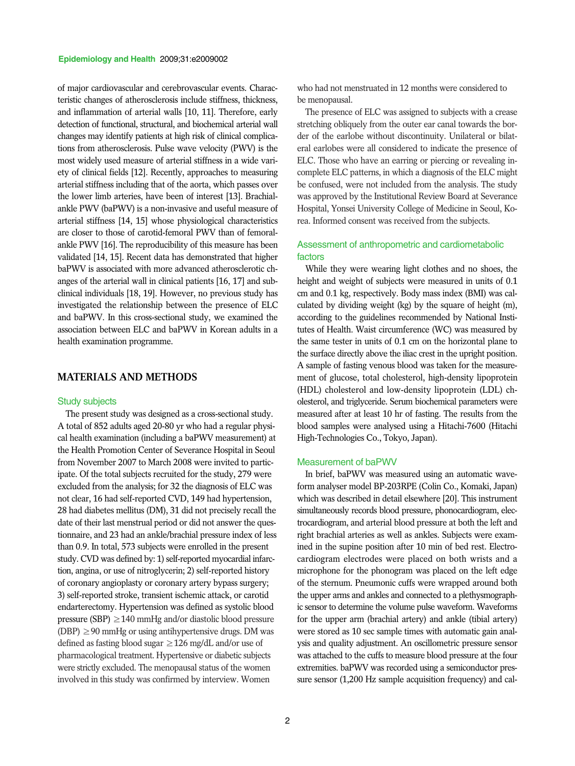of major cardiovascular and cerebrovascular events. Characteristic changes of atherosclerosis include stiffness, thickness, and inflammation of arterial walls [10, 11]. Therefore, early detection of functional, structural, and biochemical arterial wall changes may identify patients at high risk of clinical complications from atherosclerosis. Pulse wave velocity (PWV) is the most widely used measure of arterial stiffness in a wide variety of clinical fields [12]. Recently, approaches to measuring arterial stiffness including that of the aorta, which passes over the lower limb arteries, have been of interest [13]. Brachial-ankle PWV (baPWV) is a non-invasive and useful measure of arterial stiffness [14, 15] whose physiological characteristics are closer to those of carotid-femoral PWV than of femoral-ankle PWV [16]. The reproducibility of this measure has been validated [14, 15]. Recent data has demonstrated that higher baPWV is associated with more advanced atherosclerotic changes of the arterial wall in clinical patients [16, 17] and subclinical individuals [18, 19]. However, no previous study has investigated the relationship between the presence of ELC and baPWV. In this cross-sectional study, we examined the association between ELC and baPWV in Korean adults in a health examination programme.

## MATERIALS AND METHODS

### Study subjects

The present study was designed as a cross-sectional study. A total of 852 adults aged 20-80 yr who had a regular physical health examination (including a baPWV measurement) at the Health Promotion Center of Severance Hospital in Seoul from November 2007 to March 2008 were invited to participate. Of the total subjects recruited for the study, 279 were excluded from the analysis; for 32 the diagnosis of ELC was not clear, 16 had self-reported CVD, 149 had hypertension, 28 had diabetes mellitus (DM), 31 did not precisely recall the date of their last menstrual period or did not answer the questionnaire, and 23 had an ankle/brachial pressure index of less than 0.9. In total, 573 subjects were enrolled in the present study. CVD was defined by: 1) self-reported myocardial infarction, angina, or use of nitroglycerin; 2) self-reported history of coronary angioplasty or coronary artery bypass surgery; 3) self-reported stroke, transient ischemic attack, or carotid endarterectomy. Hypertension was defined as systolic blood pressure (SBP) $\geq$140 mmHg and/or diastolic blood pressure (DBP) $\geq$90 mmHg or using antihypertensive drugs. DM was defined as fasting blood sugar $\geq$126 mg/dL and/or use of pharmacological treatment. Hypertensive or diabetic subjects were strictly excluded. The menopausal status of the women involved in this study was confirmed by interview. Women who had not menstruated in 12 months were considered to be menopausal.

The presence of ELC was assigned to subjects with a crease stretching obliquely from the outer ear canal towards the border of the earlobe without discontinuity. Unilateral or bilateral earlobes were all considered to indicate the presence of ELC. Those who have an earring or piercing or revealing incomplete ELC patterns, in which a diagnosis of the ELC might be confused, were not included from the analysis. The study was approved by the Institutional Review Board at Severance Hospital, Yonsei University College of Medicine in Seoul, Korea. Informed consent was received from the subjects.

### Assessment of anthropometric and cardiometabolic factors

While they were wearing light clothes and no shoes, the height and weight of subjects were measured in units of 0.1 cm and 0.1 kg, respectively. Body mass index (BMI) was calculated by dividing weight (kg) by the square of height (m), according to the guidelines recommended by National Institutes of Health. Waist circumference (WC) was measured by the same tester in units of 0.1 cm on the horizontal plane to the surface directly above the iliac crest in the upright position. A sample of fasting venous blood was taken for the measurement of glucose, total cholesterol, high-density lipoprotein (HDL) cholesterol and low-density lipoprotein (LDL) cholesterol, and triglyceride. Serum biochemical parameters were measured after at least 10 hr of fasting. The results from the blood samples were analysed using a Hitachi-7600 (Hitachi High-Technologies Co., Tokyo, Japan).

### Measurement of baPWV

In brief, baPWV was measured using an automatic waveform analyser model BP-203RPE (Colin Co., Komaki, Japan) which was described in detail elsewhere [20]. This instrument simultaneously records blood pressure, phonocardiogram, electrocardiogram, and arterial blood pressure at both the left and right brachial arteries as well as ankles. Subjects were examined in the supine position after 10 min of bed rest. Electrocardiogram electrodes were placed on both wrists and a microphone for the phonogram was placed on the left edge of the sternum. Pneumonic cuffs were wrapped around both the upper arms and ankles and connected to a plethysmographic sensor to determine the volume pulse waveform. Waveforms for the upper arm (brachial artery) and ankle (tibial artery) were stored as 10 sec sample times with automatic gain analysis and quality adjustment. An oscillometric pressure sensor was attached to the cuffs to measure blood pressure at the four extremities. baPWV was recorded using a semiconductor pressure sensor (1,200 Hz sample acquisition frequency) and cal-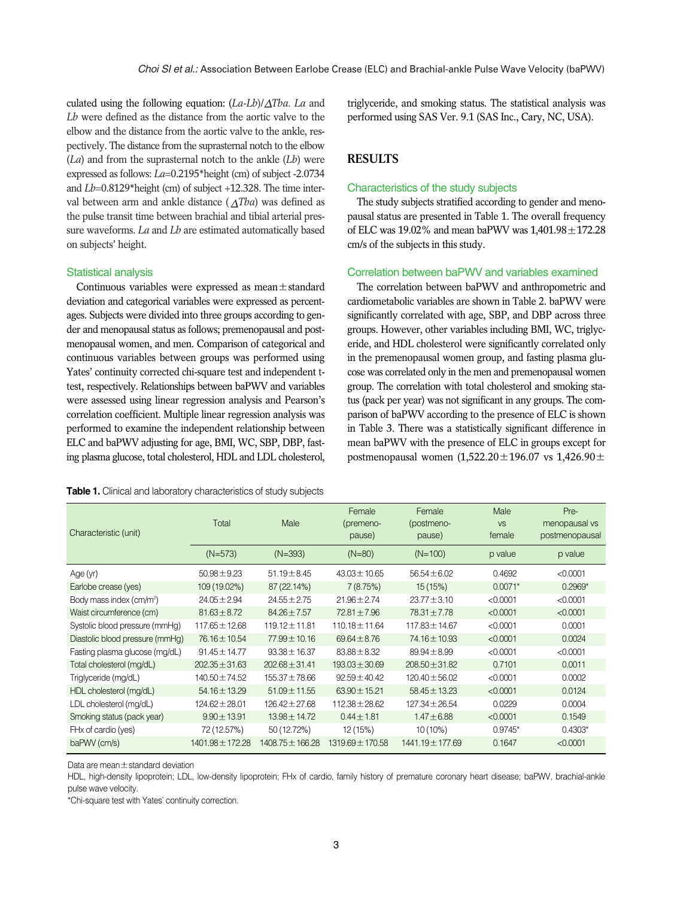culated using the following equation: ($La$-$Lb$)/$\Delta Tba$. $La$ and $Lb$ were defined as the distance from the aortic valve to the elbow and the distance from the aortic valve to the ankle, respectively. The distance from the suprasternal notch to the elbow ($La$) and from the suprasternal notch to the ankle ($Lb$) were expressed as follows: $La$=0.2195*height (cm) of subject -2.0734 and $Lb$=0.8129*height (cm) of subject +12.328. The time interval between arm and ankle distance ($\Delta Tba$) was defined as the pulse transit time between brachial and tibial arterial pressure waveforms. $La$ and $Lb$ are estimated automatically based on subjects' height.

### Statistical analysis

Continuous variables were expressed as mean±standard deviation and categorical variables were expressed as percentages. Subjects were divided into three groups according to gender and menopausal status as follows; premenopausal and postmenopausal women, and men. Comparison of categorical and continuous variables between groups was performed using Yates' continuity corrected chi-square test and independent t-test, respectively. Relationships between baPWV and variables were assessed using linear regression analysis and Pearson's correlation coefficient. Multiple linear regression analysis was performed to examine the independent relationship between ELC and baPWV adjusting for age, BMI, WC, SBP, DBP, fasting plasma glucose, total cholesterol, HDL and LDL cholesterol, triglyceride, and smoking status. The statistical analysis was performed using SAS Ver. 9.1 (SAS Inc., Cary, NC, USA).

## RESULTS

### Characteristics of the study subjects

The study subjects stratified according to gender and menopausal status are presented in Table 1. The overall frequency of ELC was 19.02% and mean baPWV was 1,401.98±172.28 cm/s of the subjects in this study.

### Correlation between baPWV and variables examined

The correlation between baPWV and anthropometric and cardiometabolic variables are shown in Table 2. baPWV were significantly correlated with age, SBP, and DBP across three groups. However, other variables including BMI, WC, triglyceride, and HDL cholesterol were significantly correlated only in the premenopausal women group, and fasting plasma glucose was correlated only in the men and premenopausal women group. The correlation with total cholesterol and smoking status (pack per year) was not significant in any groups. The comparison of baPWV according to the presence of ELC is shown in Table 3. There was a statistically significant difference in mean baPWV with the presence of ELC in groups except for postmenopausal women (1,522.20±196.07 vs 1,426.90±

**Table 1.** Clinical and laboratory characteristics of study subjects

| Characteristic (unit) | Total | Male | Female (premenopause) | Female (postmenopause) | Male vs female | Pre-menopausal vs postmenopausal |
|---|---|---|---|---|---|---|
| | (N=573) | (N=393) | (N=80) | (N=100) | p value | p value |
| Age (yr) | 50.98±9.23 | 51.19±8.45 | 43.03±10.65 | 56.54±6.02 | 0.4692 | <0.0001 |
| Earlobe crease (yes) | 109 (19.02%) | 87 (22.14%) | 7 (8.75%) | 15 (15%) | 0.0071* | 0.2969* |
| Body mass index (cm/m²) | 24.05±2.94 | 24.55±2.75 | 21.96±2.74 | 23.77±3.10 | <0.0001 | <0.0001 |
| Waist circumference (cm) | 81.63±8.72 | 84.26±7.57 | 72.81±7.96 | 78.31±7.78 | <0.0001 | <0.0001 |
| Systolic blood pressure (mmHg) | 117.65±12.68 | 119.12±11.81 | 110.18±11.64 | 117.83±14.67 | <0.0001 | 0.0001 |
| Diastolic blood pressure (mmHg) | 76.16±10.54 | 77.99±10.16 | 69.64±8.76 | 74.16±10.93 | <0.0001 | 0.0024 |
| Fasting plasma glucose (mg/dL) | 91.45±14.77 | 93.38±16.37 | 83.88±8.32 | 89.94±8.99 | <0.0001 | <0.0001 |
| Total cholesterol (mg/dL) | 202.35±31.63 | 202.68±31.41 | 193.03±30.69 | 208.50±31.82 | 0.7101 | 0.0011 |
| Triglyceride (mg/dL) | 140.50±74.52 | 155.37±78.66 | 92.59±40.42 | 120.40±56.02 | <0.0001 | 0.0002 |
| HDL cholesterol (mg/dL) | 54.16±13.29 | 51.09±11.55 | 63.90±15.21 | 58.45±13.23 | <0.0001 | 0.0124 |
| LDL cholesterol (mg/dL) | 124.62±28.01 | 126.42±27.68 | 112.38±28.62 | 127.34±26.54 | 0.0229 | 0.0004 |
| Smoking status (pack year) | 9.90±13.91 | 13.98±14.72 | 0.44±1.81 | 1.47±6.88 | <0.0001 | 0.1549 |
| FHx of cardio (yes) | 72 (12.57%) | 50 (12.72%) | 12 (15%) | 10 (10%) | 0.9745* | 0.4303* |
| baPWV (cm/s) | 1401.98±172.28 | 1408.75±166.28 | 1319.69±170.58 | 1441.19±177.69 | 0.1647 | <0.0001 |

Data are mean±standard deviation

HDL, high-density lipoprotein; LDL, low-density lipoprotein; FHx of cardio, family history of premature coronary heart disease; baPWV, brachial-ankle pulse wave velocity.

*Chi-square test with Yates' continuity correction.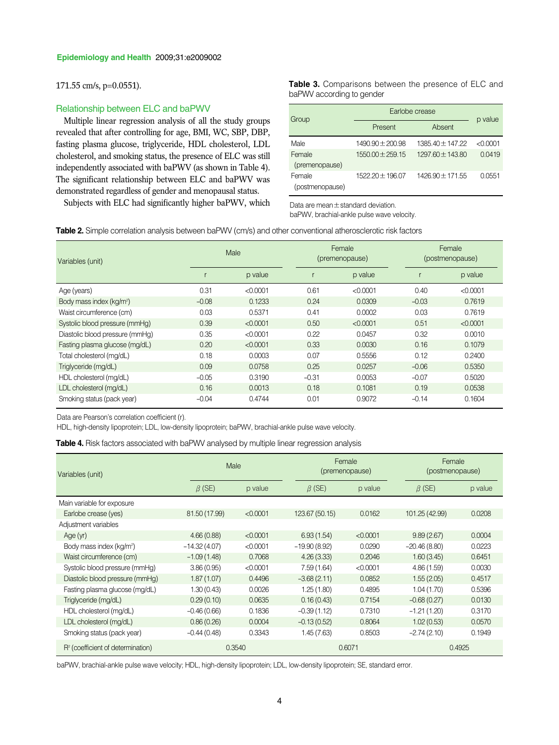171.55 cm/s, p=0.0551).

## Relationship between ELC and baPWV

Multiple linear regression analysis of all the study groups revealed that after controlling for age, BMI, WC, SBP, DBP, fasting plasma glucose, triglyceride, HDL cholesterol, LDL cholesterol, and smoking status, the presence of ELC was still independently associated with baPWV (as shown in Table 4). The significant relationship between ELC and baPWV was demonstrated regardless of gender and menopausal status.

Subjects with ELC had significantly higher baPWV, which

**Table 3.** Comparisons between the presence of ELC and baPWV according to gender

| Group | Earlobe crease | | p value |
|---|---|---|---|
| | Present | Absent | |
| Male | 1490.90±200.98 | 1385.40±147.22 | <0.0001 |
| Female (premenopause) | 1550.00±259.15 | 1297.60±143.80 | 0.0419 |
| Female (postmenopause) | 1522.20±196.07 | 1426.90±171.55 | 0.0551 |

Data are mean±standard deviation.
baPWV, brachial-ankle pulse wave velocity.

**Table 2.** Simple correlation analysis between baPWV (cm/s) and other conventional atherosclerotic risk factors

| Variables (unit) | Male | | Female (premenopause) | | Female (postmenopause) | |
|---|---|---|---|---|---|---|
| | r | p value | r | p value | r | p value |
| Age (years) | 0.31 | <0.0001 | 0.61 | <0.0001 | 0.40 | <0.0001 |
| Body mass index (kg/m$^2$) | −0.08 | 0.1233 | 0.24 | 0.0309 | −0.03 | 0.7619 |
| Waist circumference (cm) | 0.03 | 0.5371 | 0.41 | 0.0002 | 0.03 | 0.7619 |
| Systolic blood pressure (mmHg) | 0.39 | <0.0001 | 0.50 | <0.0001 | 0.51 | <0.0001 |
| Diastolic blood pressure (mmHg) | 0.35 | <0.0001 | 0.22 | 0.0457 | 0.32 | 0.0010 |
| Fasting plasma glucose (mg/dL) | 0.20 | <0.0001 | 0.33 | 0.0030 | 0.16 | 0.1079 |
| Total cholesterol (mg/dL) | 0.18 | 0.0003 | 0.07 | 0.5556 | 0.12 | 0.2400 |
| Triglyceride (mg/dL) | 0.09 | 0.0758 | 0.25 | 0.0257 | −0.06 | 0.5350 |
| HDL cholesterol (mg/dL) | −0.05 | 0.3190 | −0.31 | 0.0053 | −0.07 | 0.5020 |
| LDL cholesterol (mg/dL) | 0.16 | 0.0013 | 0.18 | 0.1081 | 0.19 | 0.0538 |
| Smoking status (pack year) | −0.04 | 0.4744 | 0.01 | 0.9072 | −0.14 | 0.1604 |

Data are Pearson's correlation coefficient (r).
HDL, high-density lipoprotein; LDL, low-density lipoprotein; baPWV, brachial-ankle pulse wave velocity.

**Table 4.** Risk factors associated with baPWV analysed by multiple linear regression analysis

| Variables (unit) | Male | | Female (premenopause) | | Female (postmenopause) | |
|---|---|---|---|---|---|---|
| | $\beta$ (SE) | p value | $\beta$ (SE) | p value | $\beta$ (SE) | p value |
| Main variable for exposure | | | | | | |
| Earlobe crease (yes) | 81.50 (17.99) | <0.0001 | 123.67 (50.15) | 0.0162 | 101.25 (42.99) | 0.0208 |
| Adjustment variables | | | | | | |
| Age (yr) | 4.66 (0.88) | <0.0001 | 6.93 (1.54) | <0.0001 | 9.89 (2.67) | 0.0004 |
| Body mass index (kg/m$^2$) | −14.32 (4.07) | <0.0001 | −19.90 (8.92) | 0.0290 | −20.46 (8.80) | 0.0223 |
| Waist circumference (cm) | −1.09 (1.48) | 0.7068 | 4.26 (3.33) | 0.2046 | 1.60 (3.45) | 0.6451 |
| Systolic blood pressure (mmHg) | 3.86 (0.95) | <0.0001 | 7.59 (1.64) | <0.0001 | 4.86 (1.59) | 0.0030 |
| Diastolic blood pressure (mmHg) | 1.87 (1.07) | 0.4496 | −3.68 (2.11) | 0.0852 | 1.55 (2.05) | 0.4517 |
| Fasting plasma glucose (mg/dL) | 1.30 (0.43) | 0.0026 | 1.25 (1.80) | 0.4895 | 1.04 (1.70) | 0.5396 |
| Triglyceride (mg/dL) | 0.29 (0.10) | 0.0635 | 0.16 (0.43) | 0.7154 | −0.68 (0.27) | 0.0130 |
| HDL cholesterol (mg/dL) | −0.46 (0.66) | 0.1836 | −0.39 (1.12) | 0.7310 | −1.21 (1.20) | 0.3170 |
| LDL cholesterol (mg/dL) | 0.86 (0.26) | 0.0004 | −0.13 (0.52) | 0.8064 | 1.02 (0.53) | 0.0570 |
| Smoking status (pack year) | −0.44 (0.48) | 0.3343 | 1.45 (7.63) | 0.8503 | −2.74 (2.10) | 0.1949 |
| $R^2$ (coefficient of determination) | 0.3540 | | 0.6071 | | 0.4925 | |

baPWV, brachial-ankle pulse wave velocity; HDL, high-density lipoprotein; LDL, low-density lipoprotein; SE, standard error.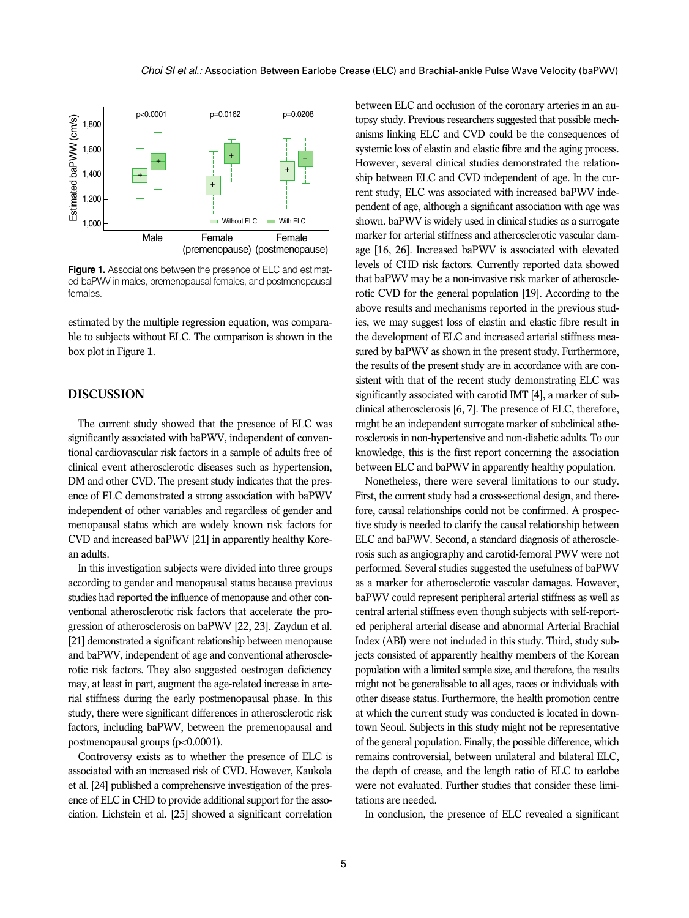Figure 1. Associations between the presence of ELC and estimated baPWV in males, premenopausal females, and postmenopausal females.

estimated by the multiple regression equation, was comparable to subjects without ELC. The comparison is shown in the box plot in Figure 1.

## DISCUSSION

The current study showed that the presence of ELC was significantly associated with baPWV, independent of conventional cardiovascular risk factors in a sample of adults free of clinical event atherosclerotic diseases such as hypertension, DM and other CVD. The present study indicates that the presence of ELC demonstrated a strong association with baPWV independent of other variables and regardless of gender and menopausal status which are widely known risk factors for CVD and increased baPWV [21] in apparently healthy Korean adults.

In this investigation subjects were divided into three groups according to gender and menopausal status because previous studies had reported the influence of menopause and other conventional atherosclerotic risk factors that accelerate the progression of atherosclerosis on baPWV [22, 23]. Zaydun et al. [21] demonstrated a significant relationship between menopause and baPWV, independent of age and conventional atherosclerotic risk factors. They also suggested oestrogen deficiency may, at least in part, augment the age-related increase in arterial stiffness during the early postmenopausal phase. In this study, there were significant differences in atherosclerotic risk factors, including baPWV, between the premenopausal and postmenopausal groups ($p<0.0001$).

Controversy exists as to whether the presence of ELC is associated with an increased risk of CVD. However, Kaukola et al. [24] published a comprehensive investigation of the presence of ELC in CHD to provide additional support for the association. Lichstein et al. [25] showed a significant correlation between ELC and occlusion of the coronary arteries in an autopsy study. Previous researchers suggested that possible mechanisms linking ELC and CVD could be the consequences of systemic loss of elastin and elastic fibre and the aging process. However, several clinical studies demonstrated the relationship between ELC and CVD independent of age. In the current study, ELC was associated with increased baPWV independent of age, although a significant association with age was shown. baPWV is widely used in clinical studies as a surrogate marker for arterial stiffness and atherosclerotic vascular damage [16, 26]. Increased baPWV is associated with elevated levels of CHD risk factors. Currently reported data showed that baPWV may be a non-invasive risk marker of atherosclerotic CVD for the general population [19]. According to the above results and mechanisms reported in the previous studies, we may suggest loss of elastin and elastic fibre result in the development of ELC and increased arterial stiffness measured by baPWV as shown in the present study. Furthermore, the results of the present study are in accordance with are consistent with that of the recent study demonstrating ELC was significantly associated with carotid IMT [4], a marker of subclinical atherosclerosis [6, 7]. The presence of ELC, therefore, might be an independent surrogate marker of subclinical atherosclerosis in non-hypertensive and non-diabetic adults. To our knowledge, this is the first report concerning the association between ELC and baPWV in apparently healthy population.

Nonetheless, there were several limitations to our study. First, the current study had a cross-sectional design, and therefore, causal relationships could not be confirmed. A prospective study is needed to clarify the causal relationship between ELC and baPWV. Second, a standard diagnosis of atherosclerosis such as angiography and carotid-femoral PWV were not performed. Several studies suggested the usefulness of baPWV as a marker for atherosclerotic vascular damages. However, baPWV could represent peripheral arterial stiffness as well as central arterial stiffness even though subjects with self-reported peripheral arterial disease and abnormal Arterial Brachial Index (ABI) were not included in this study. Third, study subjects consisted of apparently healthy members of the Korean population with a limited sample size, and therefore, the results might not be generalisable to all ages, races or individuals with other disease status. Furthermore, the health promotion centre at which the current study was conducted is located in downtown Seoul. Subjects in this study might not be representative of the general population. Finally, the possible difference, which remains controversial, between unilateral and bilateral ELC, the depth of crease, and the length ratio of ELC to earlobe were not evaluated. Further studies that consider these limitations are needed.

In conclusion, the presence of ELC revealed a significant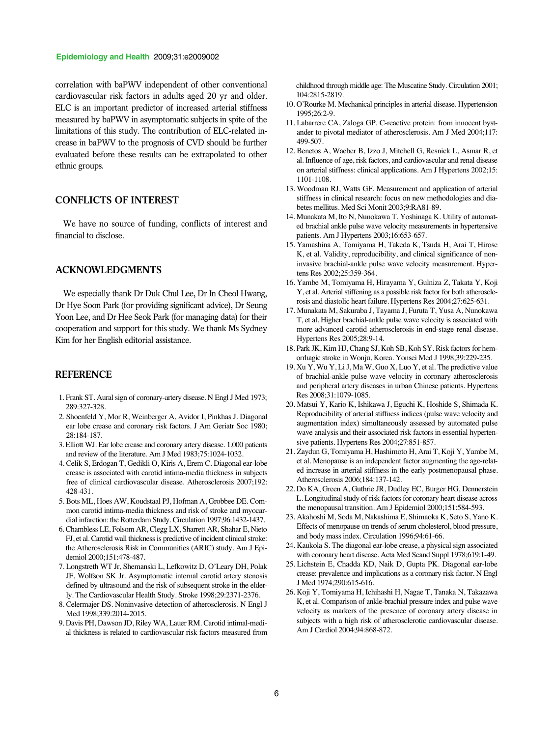correlation with baPWV independent of other conventional cardiovascular risk factors in adults aged 20 yr and older. ELC is an important predictor of increased arterial stiffness measured by baPWV in asymptomatic subjects in spite of the limitations of this study. The contribution of ELC-related increase in baPWV to the prognosis of CVD should be further evaluated before these results can be extrapolated to other ethnic groups.

## CONFLICTS OF INTEREST

We have no source of funding, conflicts of interest and financial to disclose.

## ACKNOWLEDGMENTS

We especially thank Dr Duk Chul Lee, Dr In Cheol Hwang, Dr Hye Soon Park (for providing significant advice), Dr Seung Yoon Lee, and Dr Hee Seok Park (for managing data) for their cooperation and support for this study. We thank Ms Sydney Kim for her English editorial assistance.

## REFERENCE

1. Frank ST. Aural sign of coronary-artery disease. N Engl J Med 1973; 289:327-328.
2. Shoenfeld Y, Mor R, Weinberger A, Avidor I, Pinkhas J. Diagonal ear lobe crease and coronary risk factors. J Am Geriatr Soc 1980; 28:184-187.
3. Elliott WJ. Ear lobe crease and coronary artery disease. 1,000 patients and review of the literature. Am J Med 1983;75:1024-1032.
4. Celik S, Erdogan T, Gedikli O, Kiris A, Erem C. Diagonal ear-lobe crease is associated with carotid intima-media thickness in subjects free of clinical cardiovascular disease. Atherosclerosis 2007;192: 428-431.
5. Bots ML, Hoes AW, Koudstaal PJ, Hofman A, Grobbee DE. Common carotid intima-media thickness and risk of stroke and myocardial infarction: the Rotterdam Study. Circulation 1997;96:1432-1437.
6. Chambless LE, Folsom AR, Clegg LX, Sharrett AR, Shahar E, Nieto FJ, et al. Carotid wall thickness is predictive of incident clinical stroke: the Atherosclerosis Risk in Communities (ARIC) study. Am J Epidemiol 2000;151:478-487.
7. Longstreth WT Jr, Shemanski L, Lefkowitz D, O'Leary DH, Polak JF, Wolfson SK Jr. Asymptomatic internal carotid artery stenosis defined by ultrasound and the risk of subsequent stroke in the elderly. The Cardiovascular Health Study. Stroke 1998;29:2371-2376.
8. Celermajer DS. Noninvasive detection of atherosclerosis. N Engl J Med 1998;339:2014-2015.
9. Davis PH, Dawson JD, Riley WA, Lauer RM. Carotid intimal-medial thickness is related to cardiovascular risk factors measured from childhood through middle age: The Muscatine Study. Circulation 2001; 104:2815-2819.
10. O'Rourke M. Mechanical principles in arterial disease. Hypertension 1995;26:2-9.
11. Labarrere CA, Zaloga GP. C-reactive protein: from innocent bystander to pivotal mediator of atherosclerosis. Am J Med 2004;117: 499-507.
12. Benetos A, Waeber B, Izzo J, Mitchell G, Resnick L, Asmar R, et al. Influence of age, risk factors, and cardiovascular and renal disease on arterial stiffness: clinical applications. Am J Hypertens 2002;15: 1101-1108.
13. Woodman RJ, Watts GF. Measurement and application of arterial stiffness in clinical research: focus on new methodologies and diabetes mellitus. Med Sci Monit 2003;9:RA81-89.
14. Munakata M, Ito N, Nunokawa T, Yoshinaga K. Utility of automated brachial ankle pulse wave velocity measurements in hypertensive patients. Am J Hypertens 2003;16:653-657.
15. Yamashina A, Tomiyama H, Takeda K, Tsuda H, Arai T, Hirose K, et al. Validity, reproducibility, and clinical significance of noninvasive brachial-ankle pulse wave velocity measurement. Hypertens Res 2002;25:359-364.
16. Yambe M, Tomiyama H, Hirayama Y, Gulniza Z, Takata Y, Koji Y, et al. Arterial stiffening as a possible risk factor for both atherosclerosis and diastolic heart failure. Hypertens Res 2004;27:625-631.
17. Munakata M, Sakuraba J, Tayama J, Furuta T, Yusa A, Nunokawa T, et al. Higher brachial-ankle pulse wave velocity is associated with more advanced carotid atherosclerosis in end-stage renal disease. Hypertens Res 2005;28:9-14.
18. Park JK, Kim HJ, Chang SJ, Koh SB, Koh SY. Risk factors for hemorrhagic stroke in Wonju, Korea. Yonsei Med J 1998;39:229-235.
19. Xu Y, Wu Y, Li J, Ma W, Guo X, Luo Y, et al. The predictive value of brachial-ankle pulse wave velocity in coronary atherosclerosis and peripheral artery diseases in urban Chinese patients. Hypertens Res 2008;31:1079-1085.
20. Matsui Y, Kario K, Ishikawa J, Eguchi K, Hoshide S, Shimada K. Reproducibility of arterial stiffness indices (pulse wave velocity and augmentation index) simultaneously assessed by automated pulse wave analysis and their associated risk factors in essential hypertensive patients. Hypertens Res 2004;27:851-857.
21. Zaydun G, Tomiyama H, Hashimoto H, Arai T, Koji Y, Yambe M, et al. Menopause is an independent factor augmenting the age-related increase in arterial stiffness in the early postmenopausal phase. Atherosclerosis 2006;184:137-142.
22. Do KA, Green A, Guthrie JR, Dudley EC, Burger HG, Dennerstein L. Longitudinal study of risk factors for coronary heart disease across the menopausal transition. Am J Epidemiol 2000;151:584-593.
23. Akahoshi M, Soda M, Nakashima E, Shimaoka K, Seto S, Yano K. Effects of menopause on trends of serum cholesterol, blood pressure, and body mass index. Circulation 1996;94:61-66.
24. Kaukola S. The diagonal ear-lobe crease, a physical sign associated with coronary heart disease. Acta Med Scand Suppl 1978;619:1-49.
25. Lichstein E, Chadda KD, Naik D, Gupta PK. Diagonal ear-lobe crease: prevalence and implications as a coronary risk factor. N Engl J Med 1974;290:615-616.
26. Koji Y, Tomiyama H, Ichihashi H, Nagae T, Tanaka N, Takazawa K, et al. Comparison of ankle-brachial pressure index and pulse wave velocity as markers of the presence of coronary artery disease in subjects with a high risk of atherosclerotic cardiovascular disease. Am J Cardiol 2004;94:868-872.